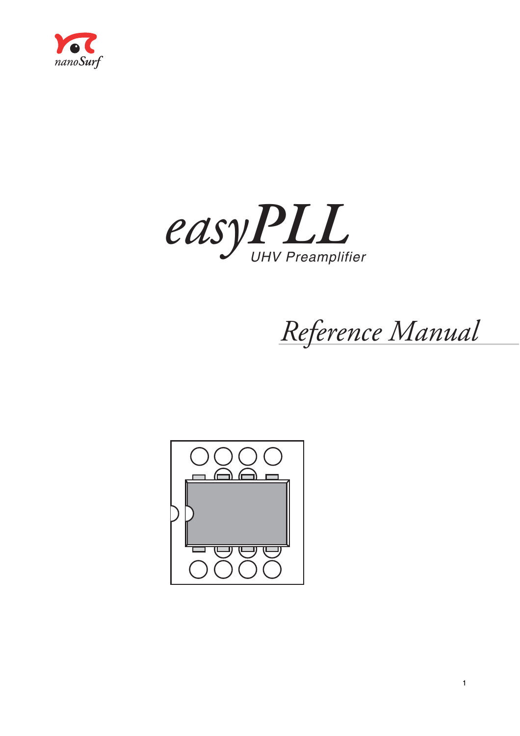nanoSurf

# easyPLL

UHV Preamplifier

## Reference Manual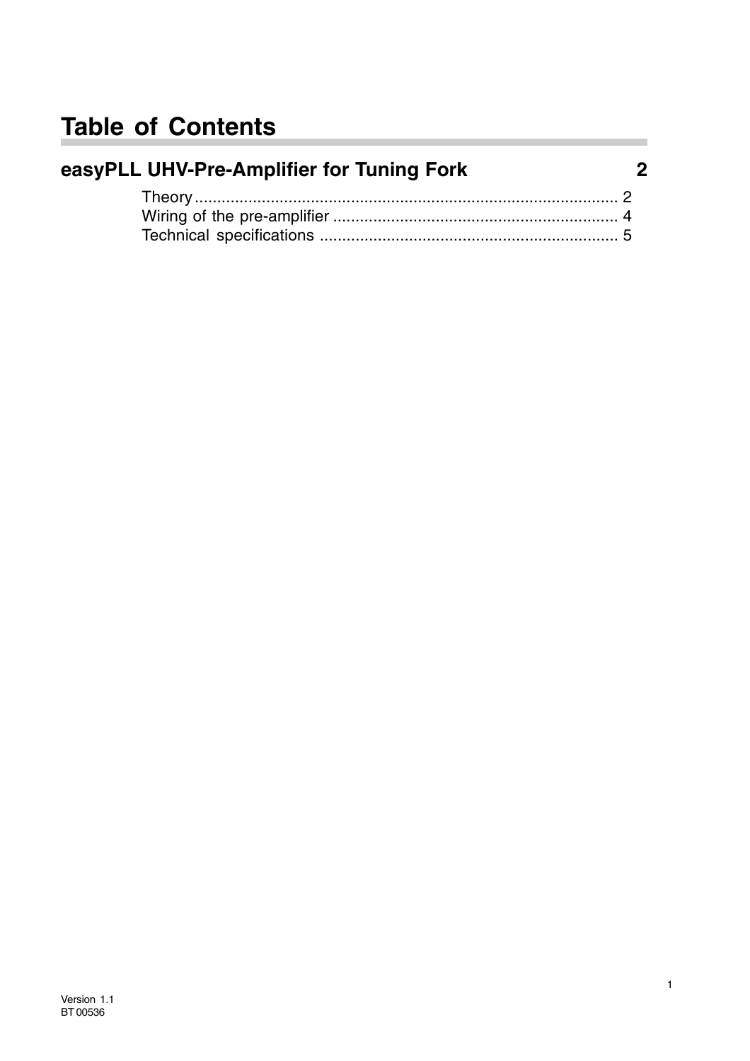# Table of Contents

## easyPLL UHV-Pre-Amplifier for Tuning Fork 2

Theory ........................................................................................ 2
Wiring of the pre-amplifier ................................................................ 4
Technical specifications .................................................................. 5

Version 1.1
BT 00536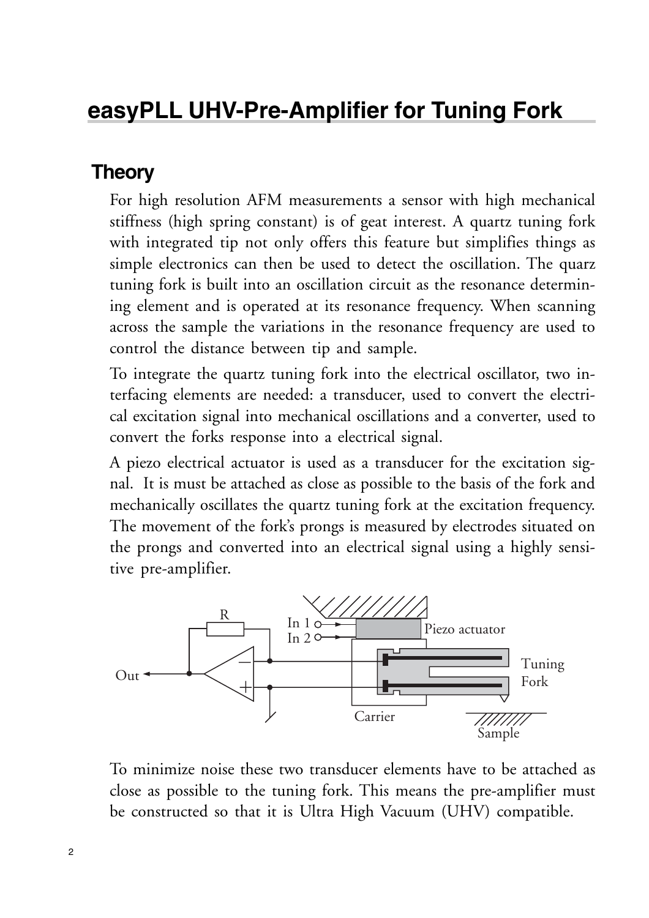# easyPLL UHV-Pre-Amplifier for Tuning Fork

## Theory

For high resolution AFM measurements a sensor with high mechanical stiffness (high spring constant) is of geat interest. A quartz tuning fork with integrated tip not only offers this feature but simplifies things as simple electronics can then be used to detect the oscillation. The quarz tuning fork is built into an oscillation circuit as the resonance determining element and is operated at its resonance frequency. When scanning across the sample the variations in the resonance frequency are used to control the distance between tip and sample.

To integrate the quartz tuning fork into the electrical oscillator, two interfacing elements are needed: a transducer, used to convert the electrical excitation signal into mechanical oscillations and a converter, used to convert the forks response into a electrical signal.

A piezo electrical actuator is used as a transducer for the excitation signal. It is must be attached as close as possible to the basis of the fork and mechanically oscillates the quartz tuning fork at the excitation frequency. The movement of the fork's prongs is measured by electrodes situated on the prongs and converted into an electrical signal using a highly sensitive pre-amplifier.

To minimize noise these two transducer elements have to be attached as close as possible to the tuning fork. This means the pre-amplifier must be constructed so that it is Ultra High Vacuum (UHV) compatible.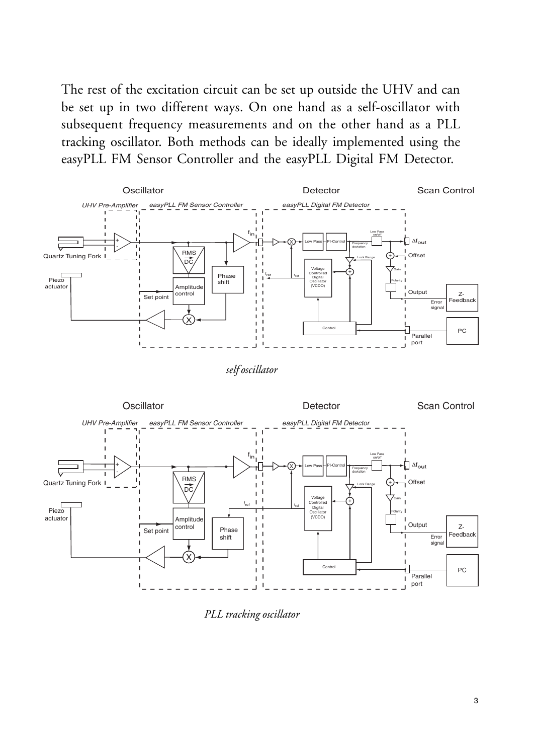The rest of the excitation circuit can be set up outside the UHV and can be set up in two different ways. On one hand as a self-oscillator with subsequent frequency measurements and on the other hand as a PLL tracking oscillator. Both methods can be ideally implemented using the easyPLL FM Sensor Controller and the easyPLL Digital FM Detector.

*self oscillator*

*PLL tracking oscillator*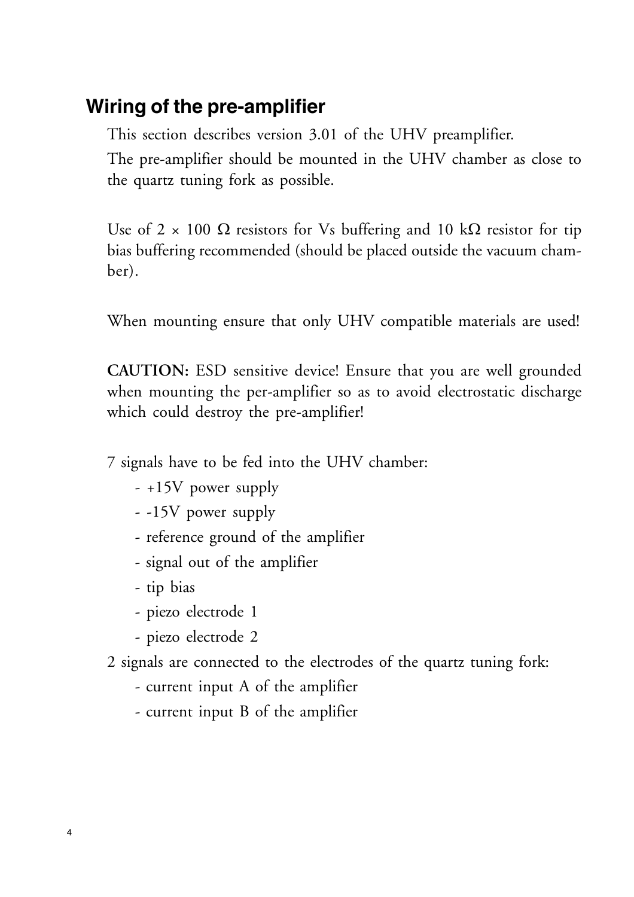## Wiring of the pre-amplifier

This section describes version 3.01 of the UHV preamplifier.

The pre-amplifier should be mounted in the UHV chamber as close to the quartz tuning fork as possible.

Use of 2 × 100 Ω resistors for Vs buffering and 10 kΩ resistor for tip bias buffering recommended (should be placed outside the vacuum chamber).

When mounting ensure that only UHV compatible materials are used!

**CAUTION:** ESD sensitive device! Ensure that you are well grounded when mounting the per-amplifier so as to avoid electrostatic discharge which could destroy the pre-amplifier!

7 signals have to be fed into the UHV chamber:

- +15V power supply
- -15V power supply
- reference ground of the amplifier
- signal out of the amplifier
- tip bias
- piezo electrode 1
- piezo electrode 2

2 signals are connected to the electrodes of the quartz tuning fork:

- current input A of the amplifier
- current input B of the amplifier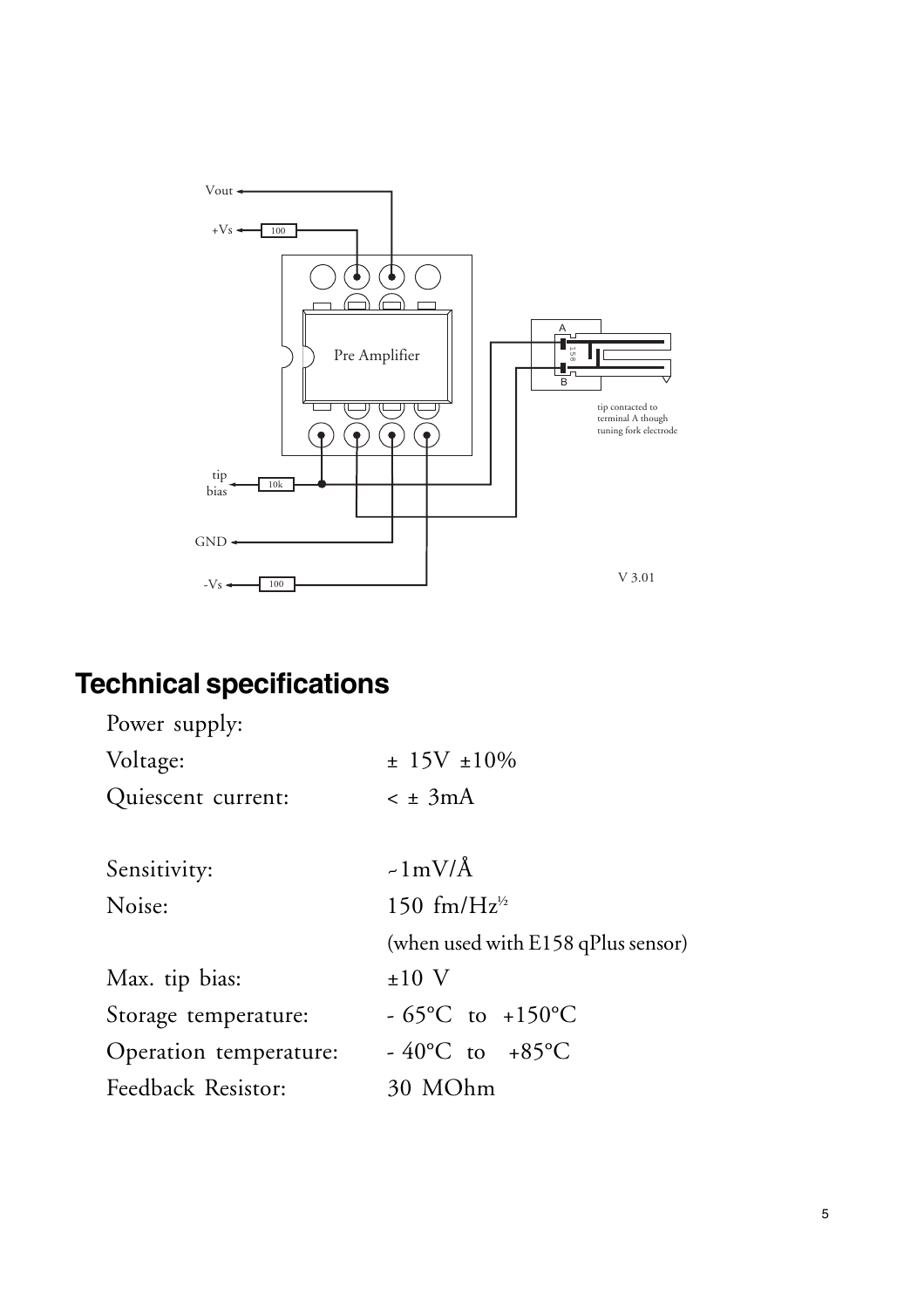Vout

+Vs 100

Pre Amplifier

A

E158

B

tip contacted to terminal A though tuning fork electrode

tip bias 10k

GND

-Vs 100

V 3.01

## Technical specifications

| | |
|---|---|
| Power supply: | |
| Voltage: | ± 15V ±10% |
| Quiescent current: | < ± 3mA |
| | |
| Sensitivity: | ~1mV/Å |
| Noise: | 150 fm/Hz½ |
| | (when used with E158 qPlus sensor) |
| Max. tip bias: | ±10 V |
| Storage temperature: | - 65°C to +150°C |
| Operation temperature: | - 40°C to +85°C |
| Feedback Resistor: | 30 MOhm |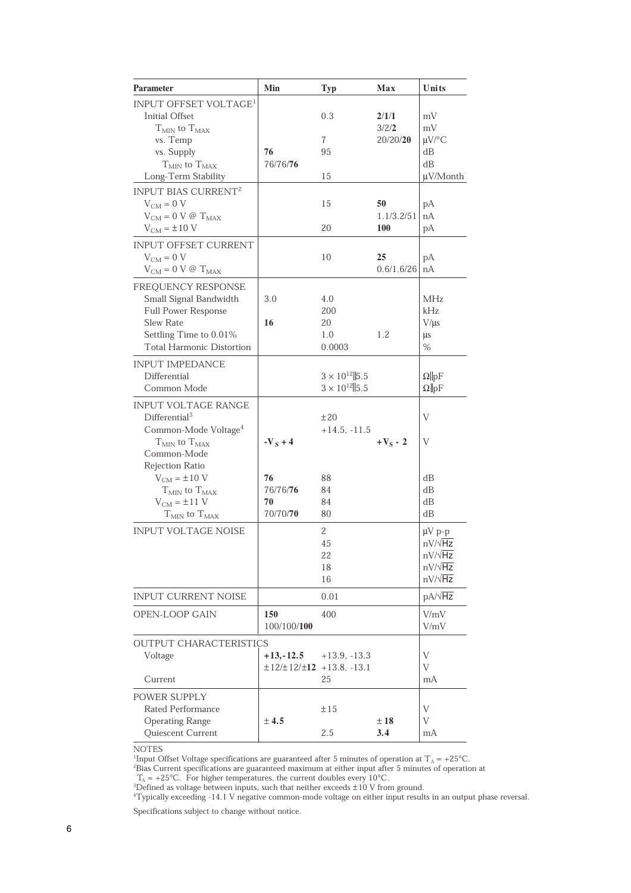| Parameter | Min | Typ | Max | Units |
|---|---|---|---|---|
| INPUT OFFSET VOLTAGE[1] | | | | |
| Initial Offset | | 0.3 | 2/1/**1** | mV |
| $T_{MIN}$ to $T_{MAX}$ | | | 3/2/**2** | mV |
| vs. Temp | | 7 | 20/20/**20** | μV/°C |
| vs. Supply | **76** | 95 | | dB |
| $T_{MIN}$ to $T_{MAX}$ | 76/76/**76** | | | dB |
| Long-Term Stability | | 15 | | μV/Month |
| INPUT BIAS CURRENT[2] | | | | |
| $V_{CM}$ = 0 V | | 15 | **50** | pA |
| $V_{CM}$ = 0 V @ $T_{MAX}$ | | | 1.1/3.2/51 | nA |
| $V_{CM}$ = ±10 V | | 20 | **100** | pA |
| INPUT OFFSET CURRENT | | | | |
| $V_{CM}$ = 0 V | | 10 | **25** | pA |
| $V_{CM}$ = 0 V @ $T_{MAX}$ | | | 0.6/1.6/26 | nA |
| FREQUENCY RESPONSE | | | | |
| Small Signal Bandwidth | 3.0 | 4.0 | | MHz |
| Full Power Response | | 200 | | kHz |
| Slew Rate | **16** | 20 | | V/μs |
| Settling Time to 0.01% | | 1.0 | 1.2 | μs |
| Total Harmonic Distortion | | 0.0003 | | % |
| INPUT IMPEDANCE | | | | |
| Differential | | $3 \times 10^{12} \| 5.5$ | | Ω‖pF |
| Common Mode | | $3 \times 10^{12} \| 5.5$ | | Ω‖pF |
| INPUT VOLTAGE RANGE | | | | |
| Differential[3] | | ±20 | | V |
| Common-Mode Voltage[4] | | +14.5, -11.5 | | |
| $T_{MIN}$ to $T_{MAX}$ | **$-V_S + 4$** | | **$+V_S - 2$** | V |
| Common-Mode Rejection Ratio | | | | |
| $V_{CM}$ = ±10 V | **76** | 88 | | dB |
| $T_{MIN}$ to $T_{MAX}$ | 76/76/**76** | 84 | | dB |
| $V_{CM}$ = ±11 V | **70** | 84 | | dB |
| $T_{MIN}$ to $T_{MAX}$ | 70/70/**70** | 80 | | dB |
| INPUT VOLTAGE NOISE | | 2 | | μV p-p |
| | | 45 | | nV/√Hz |
| | | 22 | | nV/√Hz |
| | | 18 | | nV/√Hz |
| | | 16 | | nV/√Hz |
| INPUT CURRENT NOISE | | 0.01 | | pA/√Hz |
| OPEN-LOOP GAIN | **150** | 400 | | V/mV |
| | 100/100/**100** | | | V/mV |
| OUTPUT CHARACTERISTICS | | | | |
| Voltage | **+13, -12.5** | +13.9, -13.3 | | V |
| | ±12/±12/**±12** | +13.8, -13.1 | | V |
| Current | | 25 | | mA |
| POWER SUPPLY | | | | |
| Rated Performance | | ±15 | | V |
| Operating Range | **± 4.5** | | **± 18** | V |
| Quiescent Current | | 2.5 | **3.4** | mA |

NOTES

[1]Input Offset Voltage specifications are guaranteed after 5 minutes of operation at $T_A$ = +25°C.

[2]Bias Current specifications are guaranteed maximum at either input after 5 minutes of operation at $T_A$ = +25°C. For higher temperatures, the current doubles every 10°C.

[3]Defined as voltage between inputs, such that neither exceeds ±10 V from ground.

[4]Typically exceeding -14.1 V negative common-mode voltage on either input results in an output phase reversal.

Specifications subject to change without notice.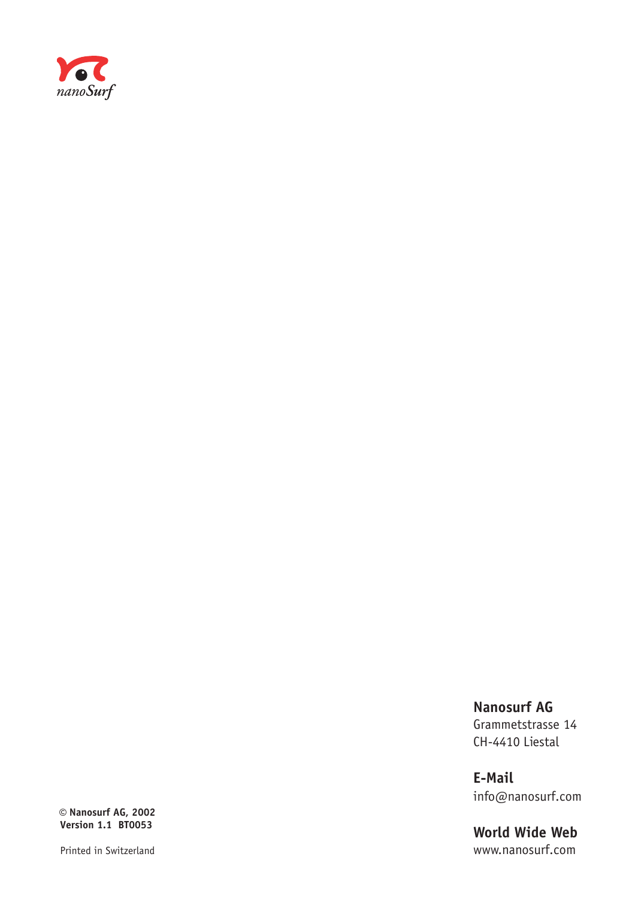nanoSurf

© **Nanosurf AG, 2002**
**Version 1.1 BT0053**

Printed in Switzerland

**Nanosurf AG**
Grammetstrasse 14
CH-4410 Liestal

**E-Mail**
info@nanosurf.com

**World Wide Web**
www.nanosurf.com